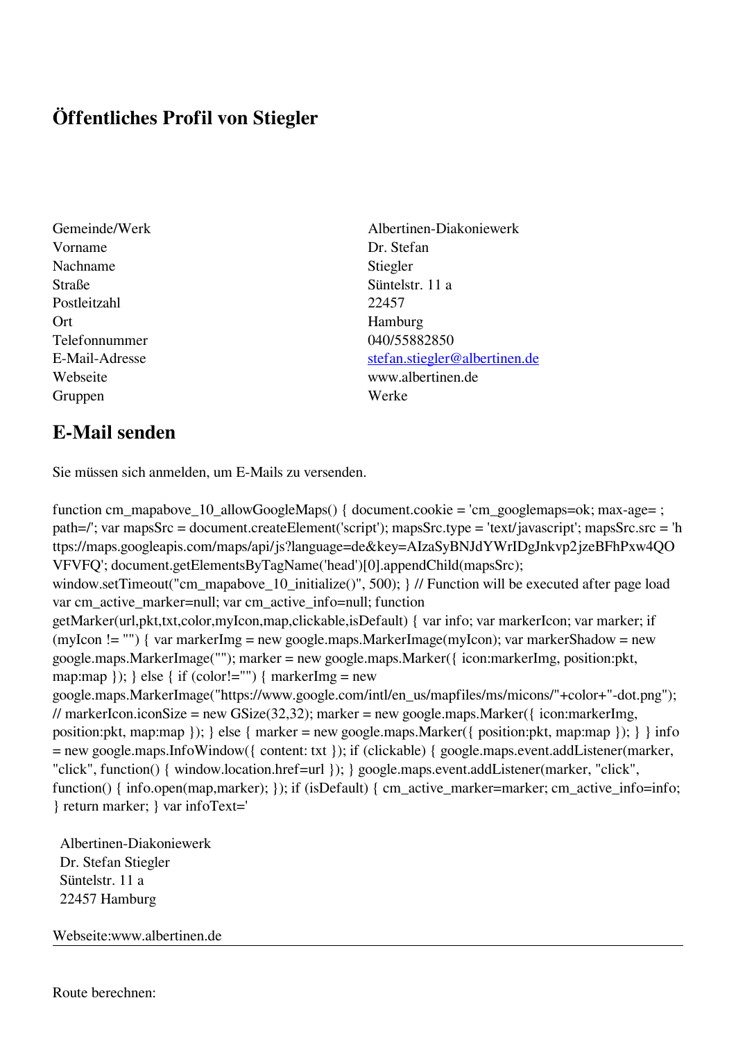# Öffentliches Profil von Stiegler

| | |
|---|---|
| Gemeinde/Werk | Albertinen-Diakoniewerk |
| Vorname | Dr. Stefan |
| Nachname | Stiegler |
| Straße | Süntelstr. 11 a |
| Postleitzahl | 22457 |
| Ort | Hamburg |
| Telefonnummer | 040/55882850 |
| E-Mail-Adresse | stefan.stiegler@albertinen.de |
| Webseite | www.albertinen.de |
| Gruppen | Werke |

## E-Mail senden

Sie müssen sich anmelden, um E-Mails zu versenden.

```
function cm_mapabove_10_allowGoogleMaps() { document.cookie = 'cm_googlemaps=ok; max-age= ; path=/'; var mapsSrc = document.createElement('script'); mapsSrc.type = 'text/javascript'; mapsSrc.src = 'https://maps.googleapis.com/maps/api/js?language=de&key=AIzaSyBNJdYWrIDgJnkvp2jzeBFhPxw4QOVFVFQ'; document.getElementsByTagName('head')[0].appendChild(mapsSrc); window.setTimeout("cm_mapabove_10_initialize()", 500); } // Function will be executed after page load var cm_active_marker=null; var cm_active_info=null; function getMarker(url,pkt,txt,color,myIcon,map,clickable,isDefault) { var info; var markerIcon; var marker; if (myIcon != "") { var markerImg = new google.maps.MarkerImage(myIcon); var markerShadow = new google.maps.MarkerImage(""); marker = new google.maps.Marker({ icon:markerImg, position:pkt, map:map }); } else { if (color!="") { markerImg = new google.maps.MarkerImage("https://www.google.com/intl/en_us/mapfiles/ms/micons/"+color+"-dot.png"); // markerIcon.iconSize = new GSize(32,32); marker = new google.maps.Marker({ icon:markerImg, position:pkt, map:map }); } else { marker = new google.maps.Marker({ position:pkt, map:map }); } } info = new google.maps.InfoWindow({ content: txt }); if (clickable) { google.maps.event.addListener(marker, "click", function() { window.location.href=url }); } google.maps.event.addListener(marker, "click", function() { info.open(map,marker); }); if (isDefault) { cm_active_marker=marker; cm_active_info=info; } return marker; } var infoText='
```

Albertinen-Diakoniewerk
Dr. Stefan Stiegler
Süntelstr. 11 a
22457 Hamburg

Webseite:www.albertinen.de

---

Route berechnen: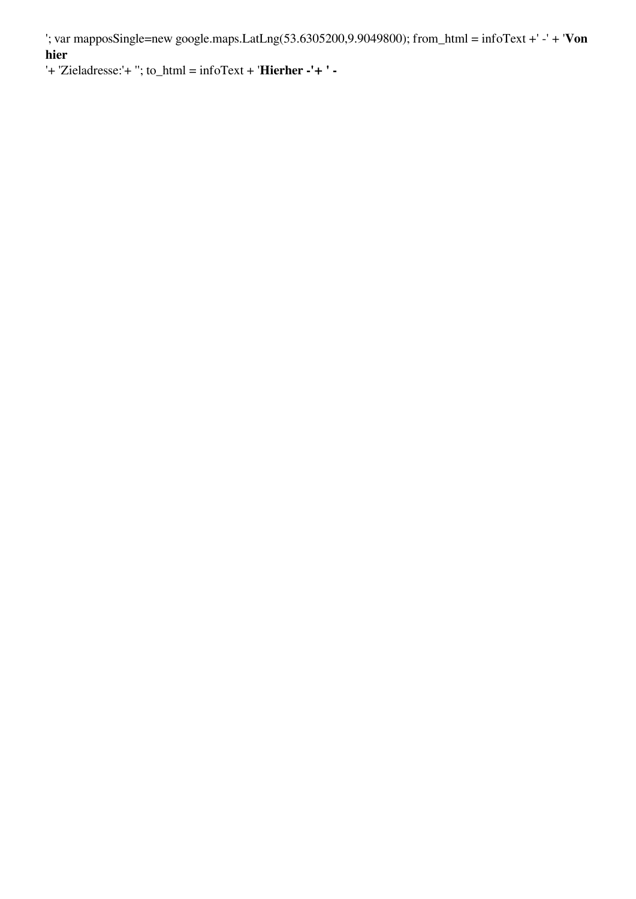'; var mapposSingle=new google.maps.LatLng(53.6305200,9.9049800); from_html = infoText +' -' + '**Von hier**

'+ 'Zieladresse:'+ ''; to_html = infoText + '**Hierher -'+ ' -**